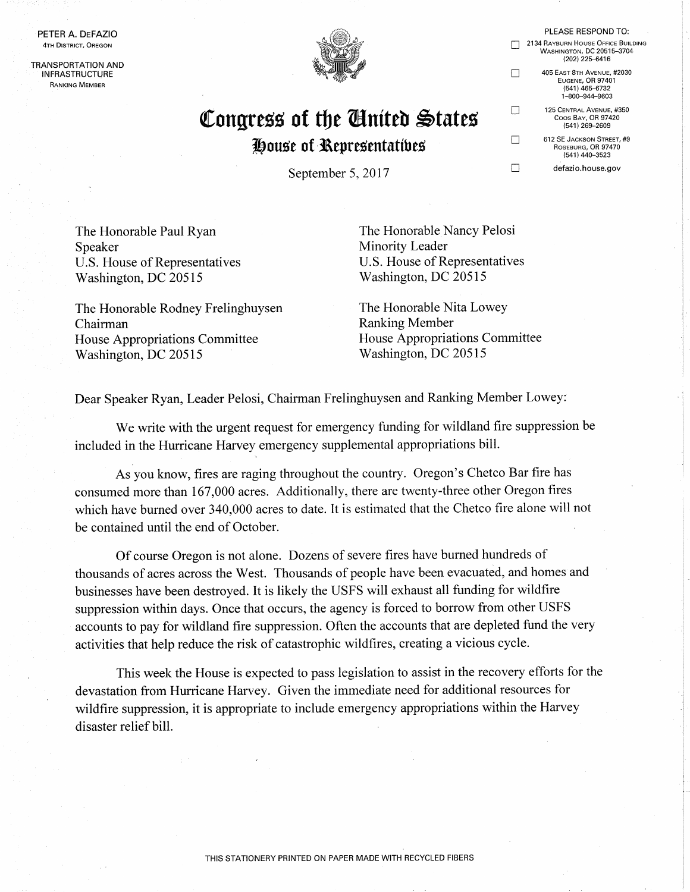PETER A. DeFAZIO
4TH DISTRICT, OREGON

TRANSPORTATION AND INFRASTRUCTURE
RANKING MEMBER

PLEASE RESPOND TO:

- 2134 RAYBURN HOUSE OFFICE BUILDING, WASHINGTON, DC 20515–3704, (202) 225–6416
- 405 EAST 8TH AVENUE, #2030, EUGENE, OR 97401, (541) 465–6732, 1–800–944–9603
- 125 CENTRAL AVENUE, #350, COOS BAY, OR 97420, (541) 269–2609
- 612 SE JACKSON STREET, #9, ROSEBURG, OR 97470, (541) 440–3523
- defazio.house.gov

# Congress of the United States

## House of Representatives

September 5, 2017

The Honorable Paul Ryan
Speaker
U.S. House of Representatives
Washington, DC 20515

The Honorable Nancy Pelosi
Minority Leader
U.S. House of Representatives
Washington, DC 20515

The Honorable Rodney Frelinghuysen
Chairman
House Appropriations Committee
Washington, DC 20515

The Honorable Nita Lowey
Ranking Member
House Appropriations Committee
Washington, DC 20515

Dear Speaker Ryan, Leader Pelosi, Chairman Frelinghuysen and Ranking Member Lowey:

We write with the urgent request for emergency funding for wildland fire suppression be included in the Hurricane Harvey emergency supplemental appropriations bill.

As you know, fires are raging throughout the country. Oregon's Chetco Bar fire has consumed more than 167,000 acres. Additionally, there are twenty-three other Oregon fires which have burned over 340,000 acres to date. It is estimated that the Chetco fire alone will not be contained until the end of October.

Of course Oregon is not alone. Dozens of severe fires have burned hundreds of thousands of acres across the West. Thousands of people have been evacuated, and homes and businesses have been destroyed. It is likely the USFS will exhaust all funding for wildfire suppression within days. Once that occurs, the agency is forced to borrow from other USFS accounts to pay for wildland fire suppression. Often the accounts that are depleted fund the very activities that help reduce the risk of catastrophic wildfires, creating a vicious cycle.

This week the House is expected to pass legislation to assist in the recovery efforts for the devastation from Hurricane Harvey. Given the immediate need for additional resources for wildfire suppression, it is appropriate to include emergency appropriations within the Harvey disaster relief bill.

THIS STATIONERY PRINTED ON PAPER MADE WITH RECYCLED FIBERS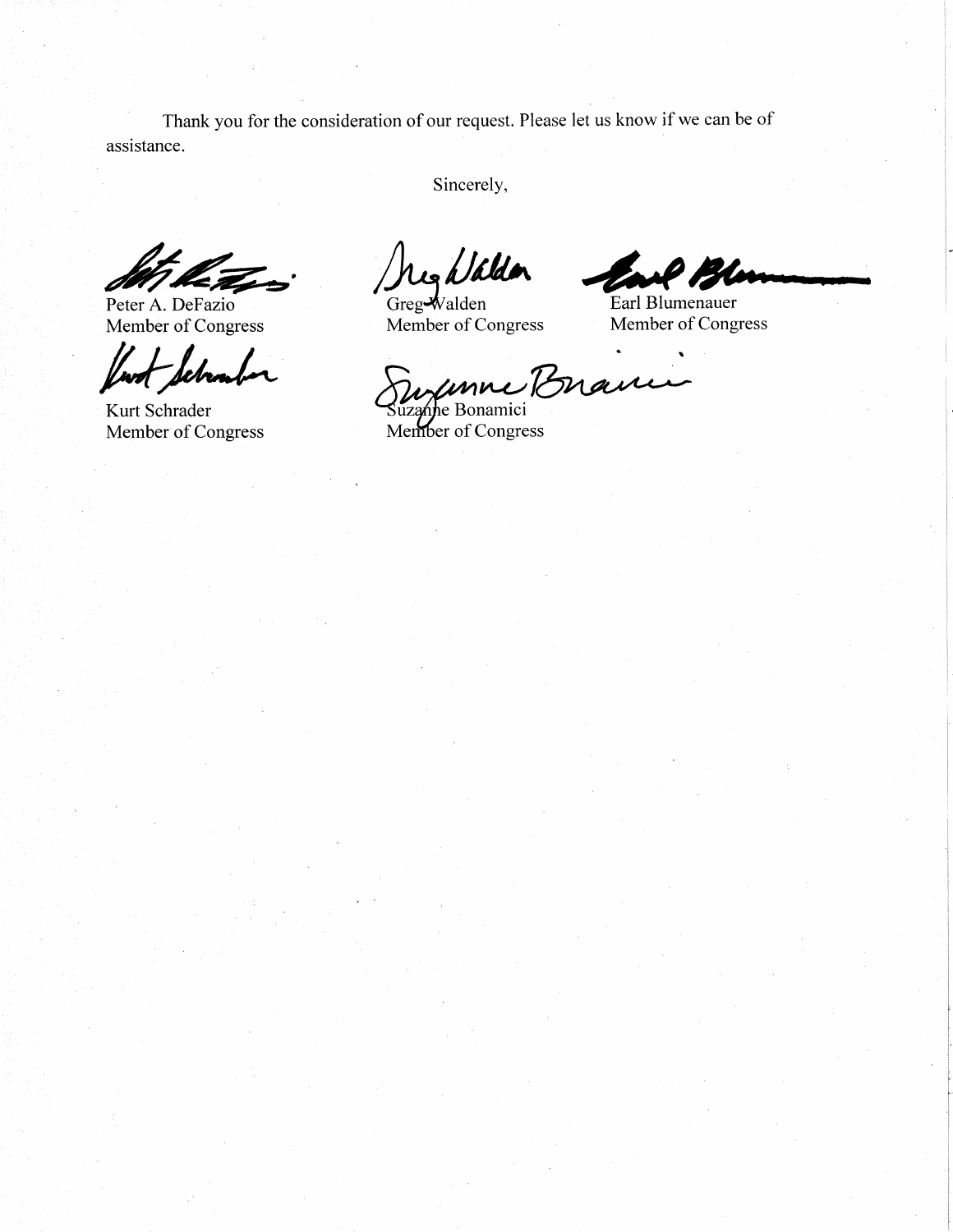Thank you for the consideration of our request. Please let us know if we can be of assistance.

Sincerely,

Peter A. DeFazio
Member of Congress

Greg Walden
Member of Congress

Earl Blumenauer
Member of Congress

Kurt Schrader
Member of Congress

Suzanne Bonamici
Member of Congress